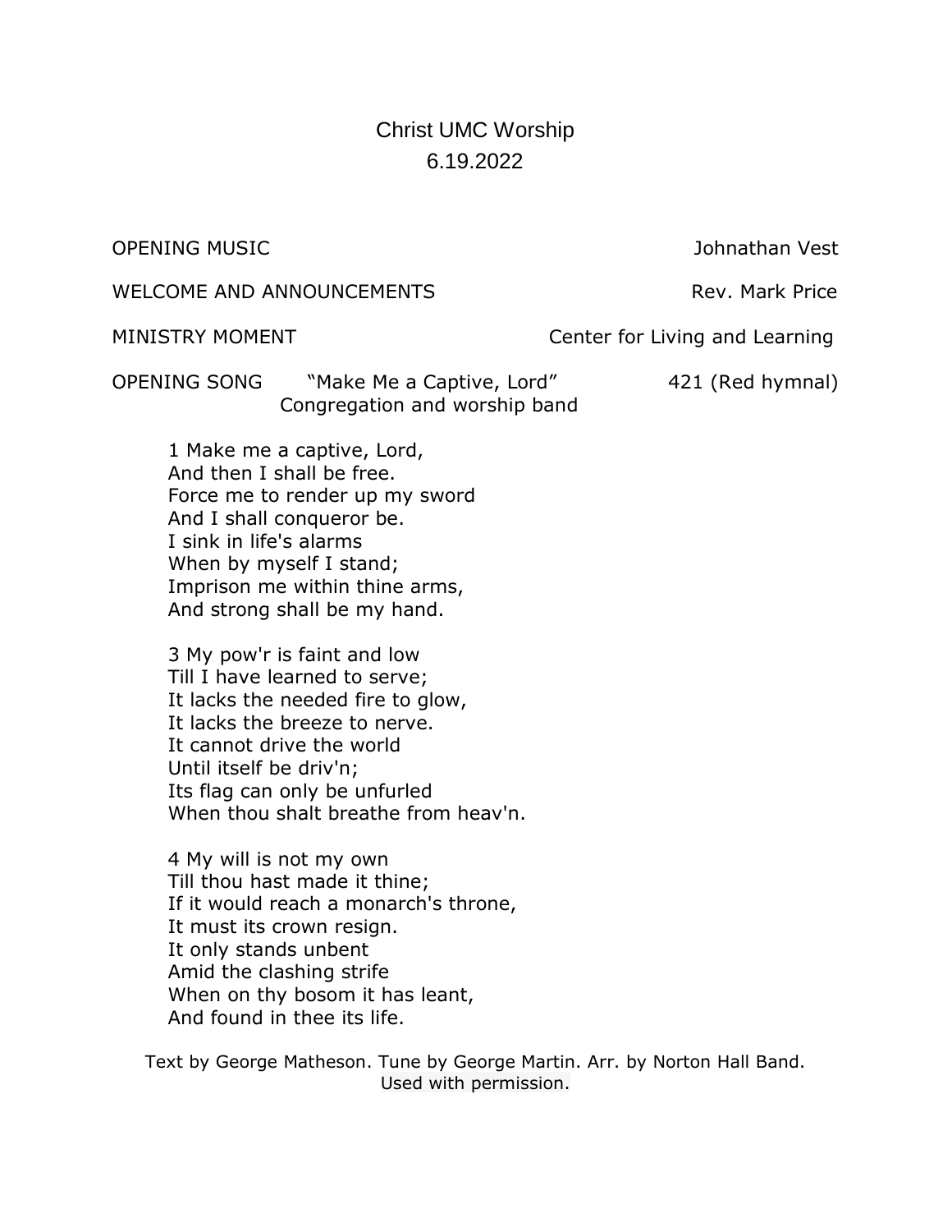# Christ UMC Worship
## 6.19.2022

OPENING MUSIC — Johnathan Vest

WELCOME AND ANNOUNCEMENTS — Rev. Mark Price

MINISTRY MOMENT — Center for Living and Learning

OPENING SONG — "Make Me a Captive, Lord" — 421 (Red hymnal)
Congregation and worship band

1 Make me a captive, Lord,
And then I shall be free.
Force me to render up my sword
And I shall conqueror be.
I sink in life's alarms
When by myself I stand;
Imprison me within thine arms,
And strong shall be my hand.

3 My pow'r is faint and low
Till I have learned to serve;
It lacks the needed fire to glow,
It lacks the breeze to nerve.
It cannot drive the world
Until itself be driv'n;
Its flag can only be unfurled
When thou shalt breathe from heav'n.

4 My will is not my own
Till thou hast made it thine;
If it would reach a monarch's throne,
It must its crown resign.
It only stands unbent
Amid the clashing strife
When on thy bosom it has leant,
And found in thee its life.

Text by George Matheson. Tune by George Martin. Arr. by Norton Hall Band.
Used with permission.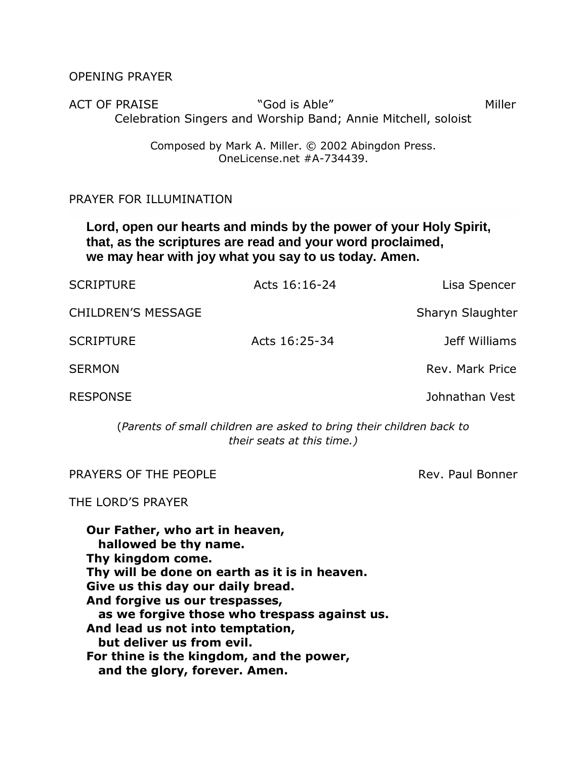OPENING PRAYER

ACT OF PRAISE "God is Able" Miller

Celebration Singers and Worship Band; Annie Mitchell, soloist

Composed by Mark A. Miller. © 2002 Abingdon Press.
OneLicense.net #A-734439.

PRAYER FOR ILLUMINATION

**Lord, open our hearts and minds by the power of your Holy Spirit,**
**that, as the scriptures are read and your word proclaimed,**
**we may hear with joy what you say to us today. Amen.**

SCRIPTURE Acts 16:16-24 Lisa Spencer

CHILDREN'S MESSAGE Sharyn Slaughter

SCRIPTURE Acts 16:25-34 Jeff Williams

SERMON Rev. Mark Price

RESPONSE Johnathan Vest

(*Parents of small children are asked to bring their children back to their seats at this time.)*

PRAYERS OF THE PEOPLE Rev. Paul Bonner

THE LORD'S PRAYER

**Our Father, who art in heaven,**
**hallowed be thy name.**
**Thy kingdom come.**
**Thy will be done on earth as it is in heaven.**
**Give us this day our daily bread.**
**And forgive us our trespasses,**
**as we forgive those who trespass against us.**
**And lead us not into temptation,**
**but deliver us from evil.**
**For thine is the kingdom, and the power,**
**and the glory, forever. Amen.**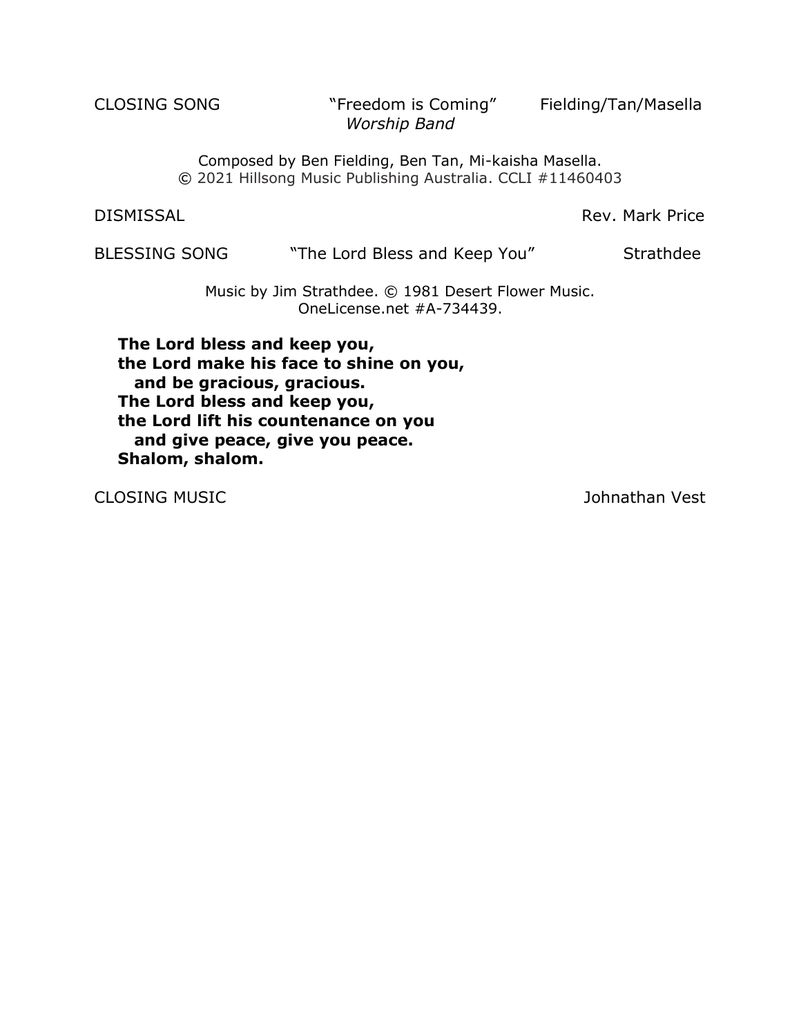CLOSING SONG "Freedom is Coming" Fielding/Tan/Masella
*Worship Band*

Composed by Ben Fielding, Ben Tan, Mi-kaisha Masella.
© 2021 Hillsong Music Publishing Australia. CCLI #11460403

DISMISSAL Rev. Mark Price

BLESSING SONG "The Lord Bless and Keep You" Strathdee

Music by Jim Strathdee. © 1981 Desert Flower Music.
OneLicense.net #A-734439.

**The Lord bless and keep you,**
**the Lord make his face to shine on you,**
**and be gracious, gracious.**
**The Lord bless and keep you,**
**the Lord lift his countenance on you**
**and give peace, give you peace.**
**Shalom, shalom.**

CLOSING MUSIC Johnathan Vest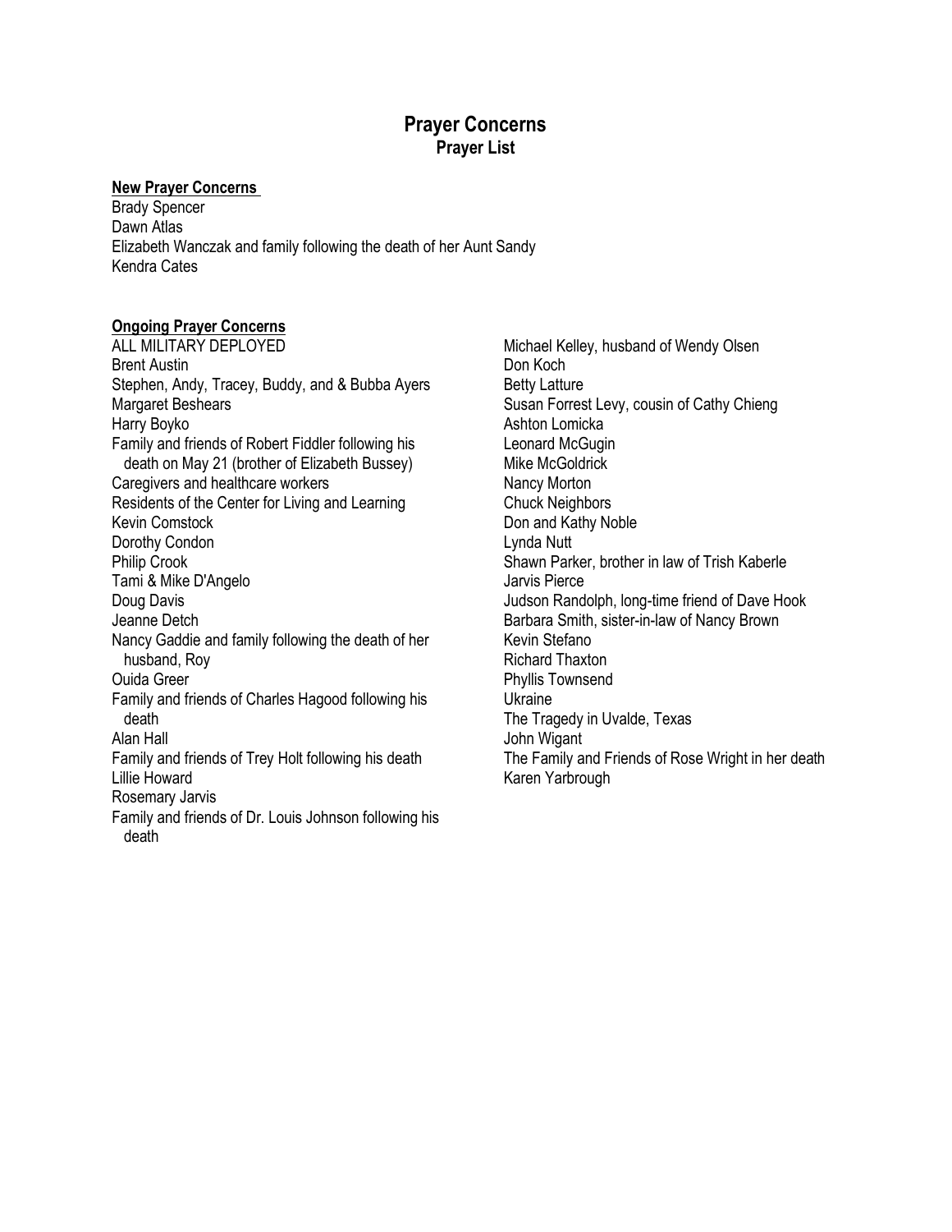# Prayer Concerns

## Prayer List

### New Prayer Concerns

Brady Spencer
Dawn Atlas
Elizabeth Wanczak and family following the death of her Aunt Sandy
Kendra Cates

### Ongoing Prayer Concerns

ALL MILITARY DEPLOYED
Brent Austin
Stephen, Andy, Tracey, Buddy, and & Bubba Ayers
Margaret Beshears
Harry Boyko
Family and friends of Robert Fiddler following his death on May 21 (brother of Elizabeth Bussey)
Caregivers and healthcare workers
Residents of the Center for Living and Learning
Kevin Comstock
Dorothy Condon
Philip Crook
Tami & Mike D'Angelo
Doug Davis
Jeanne Detch
Nancy Gaddie and family following the death of her husband, Roy
Ouida Greer
Family and friends of Charles Hagood following his death
Alan Hall
Family and friends of Trey Holt following his death
Lillie Howard
Rosemary Jarvis
Family and friends of Dr. Louis Johnson following his death
Michael Kelley, husband of Wendy Olsen
Don Koch
Betty Latture
Susan Forrest Levy, cousin of Cathy Chieng
Ashton Lomicka
Leonard McGugin
Mike McGoldrick
Nancy Morton
Chuck Neighbors
Don and Kathy Noble
Lynda Nutt
Shawn Parker, brother in law of Trish Kaberle
Jarvis Pierce
Judson Randolph, long-time friend of Dave Hook
Barbara Smith, sister-in-law of Nancy Brown
Kevin Stefano
Richard Thaxton
Phyllis Townsend
Ukraine
The Tragedy in Uvalde, Texas
John Wigant
The Family and Friends of Rose Wright in her death
Karen Yarbrough